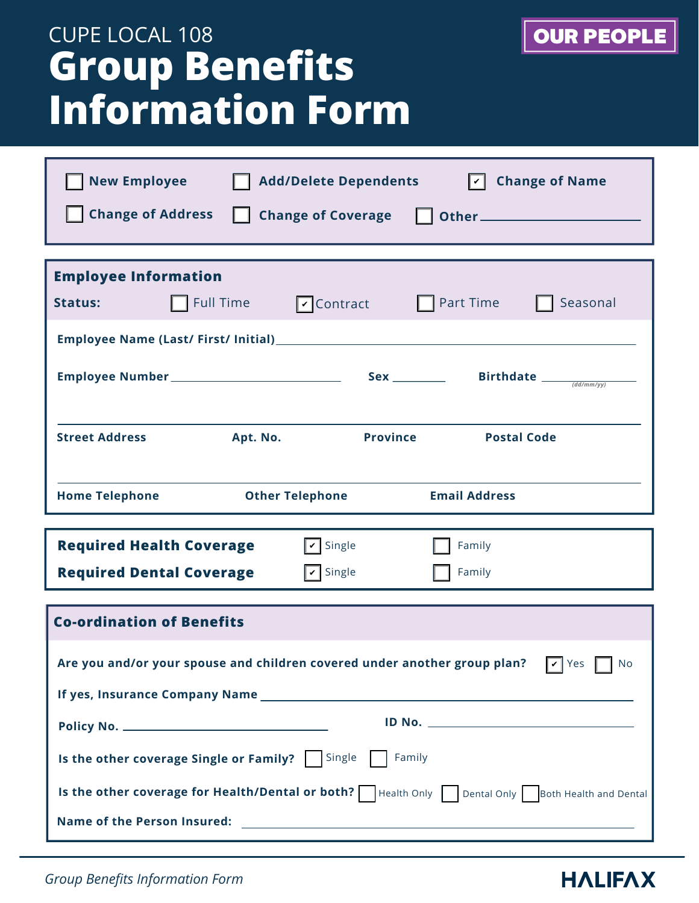CUPE LOCAL 108

# Group Benefits Information Form

**OUR PEOPLE**

- [ ] **New Employee**
- [ ] **Add/Delete Dependents**
- [x] **Change of Name**
- [ ] **Change of Address**
- [ ] **Change of Coverage**
- [ ] **Other** \_\_\_\_\_\_\_\_\_\_\_\_\_\_\_\_\_\_\_\_

## Employee Information

**Status:** [ ] Full Time [x] Contract [ ] Part Time [ ] Seasonal

**Employee Name (Last/ First/ Initial)** \_\_\_\_\_\_\_\_\_\_\_\_\_\_\_\_\_\_\_\_\_\_\_\_\_\_\_\_\_\_

**Employee Number** \_\_\_\_\_\_\_\_\_\_\_\_\_\_\_\_ **Sex** \_\_\_\_\_\_ **Birthdate** \_\_\_\_\_\_\_\_\_\_ *(dd/mm/yy)*

**Street Address** | **Apt. No.** | **Province** | **Postal Code**

**Home Telephone** | **Other Telephone** | **Email Address**

**Required Health Coverage** [x] Single [ ] Family

**Required Dental Coverage** [x] Single [ ] Family

## Co-ordination of Benefits

**Are you and/or your spouse and children covered under another group plan?** [x] Yes [ ] No

**If yes, Insurance Company Name** \_\_\_\_\_\_\_\_\_\_\_\_\_\_\_\_\_\_\_\_\_\_\_\_\_\_\_\_\_\_

**Policy No.** \_\_\_\_\_\_\_\_\_\_\_\_\_\_\_\_ **ID No.** \_\_\_\_\_\_\_\_\_\_\_\_\_\_\_\_

**Is the other coverage Single or Family?** [ ] Single [ ] Family

**Is the other coverage for Health/Dental or both?** [ ] Health Only [ ] Dental Only [ ] Both Health and Dental

**Name of the Person Insured:** \_\_\_\_\_\_\_\_\_\_\_\_\_\_\_\_\_\_\_\_\_\_\_\_\_\_\_\_\_\_

*Group Benefits Information Form*

HALIFAX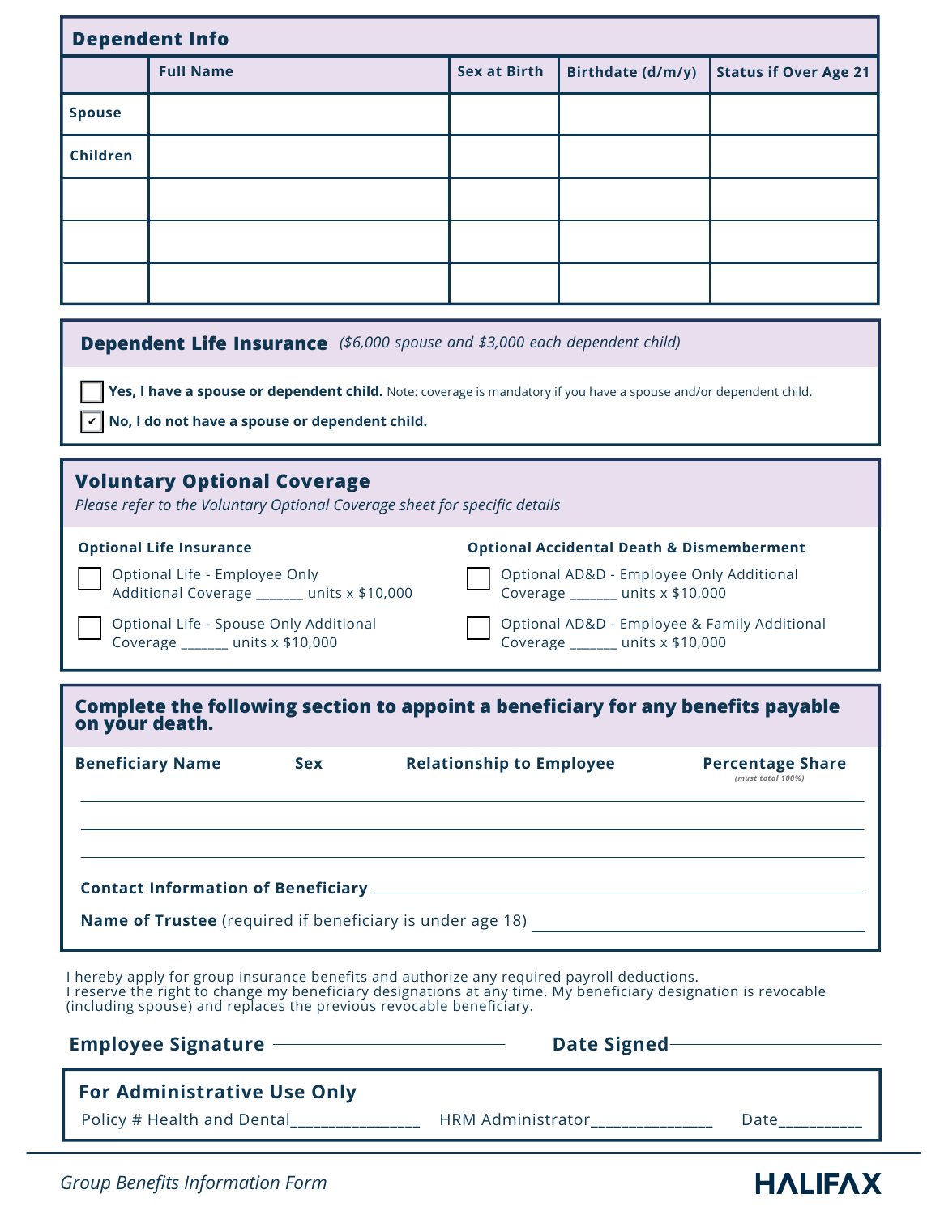## Dependent Info

| | Full Name | Sex at Birth | Birthdate (d/m/y) | Status if Over Age 21 |
|---|---|---|---|---|
| Spouse | | | | |
| Children | | | | |
| | | | | |
| | | | | |
| | | | | |

## Dependent Life Insurance *($6,000 spouse and $3,000 each dependent child)*

- [ ] **Yes, I have a spouse or dependent child.** Note: coverage is mandatory if you have a spouse and/or dependent child.
- [x] **No, I do not have a spouse or dependent child.**

## Voluntary Optional Coverage

*Please refer to the Voluntary Optional Coverage sheet for specific details*

**Optional Life Insurance**

- [ ] Optional Life - Employee Only Additional Coverage _______ units x $10,000
- [ ] Optional Life - Spouse Only Additional Coverage _______ units x $10,000

**Optional Accidental Death & Dismemberment**

- [ ] Optional AD&D - Employee Only Additional Coverage _______ units x $10,000
- [ ] Optional AD&D - Employee & Family Additional Coverage _______ units x $10,000

## Complete the following section to appoint a beneficiary for any benefits payable on your death.

| Beneficiary Name | Sex | Relationship to Employee | Percentage Share *(must total 100%)* |
|---|---|---|---|
| | | | |
| | | | |
| | | | |

**Contact Information of Beneficiary** ____________________________

**Name of Trustee** (required if beneficiary is under age 18) ____________________________

I hereby apply for group insurance benefits and authorize any required payroll deductions.
I reserve the right to change my beneficiary designations at any time. My beneficiary designation is revocable (including spouse) and replaces the previous revocable beneficiary.

**Employee Signature** ____________________________ **Date Signed** ____________________________

### For Administrative Use Only

Policy # Health and Dental________________ HRM Administrator_______________ Date__________